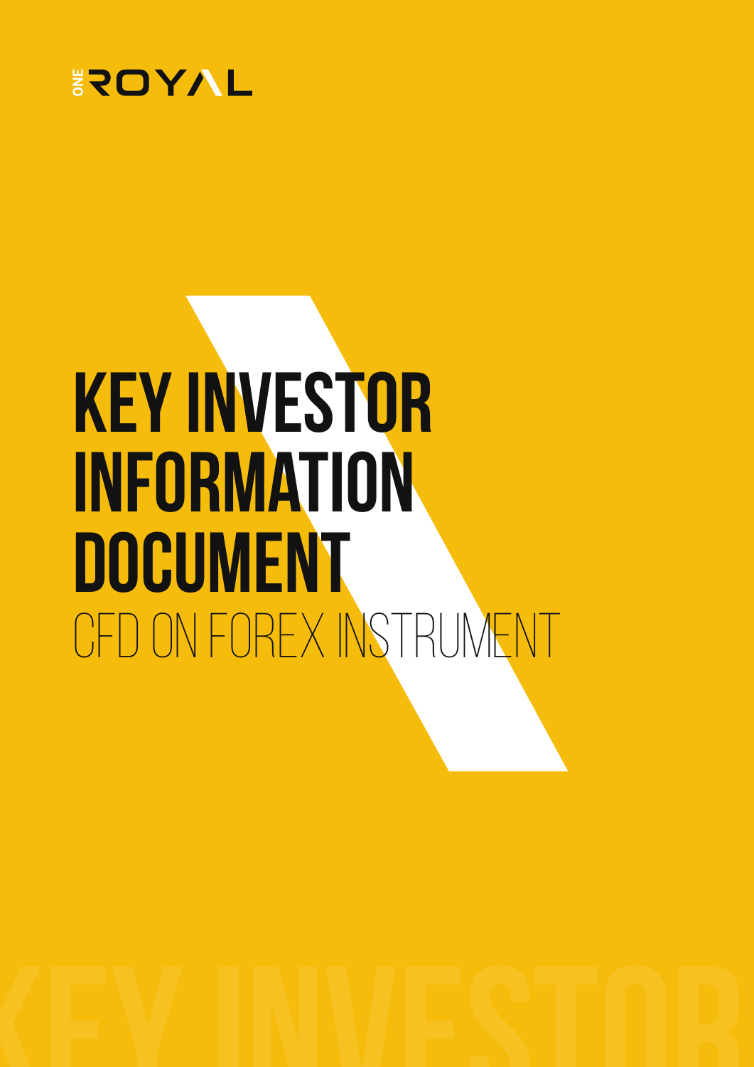ONE ROYAL

# KEY INVESTOR INFORMATION DOCUMENT

## CFD ON FOREX INSTRUMENT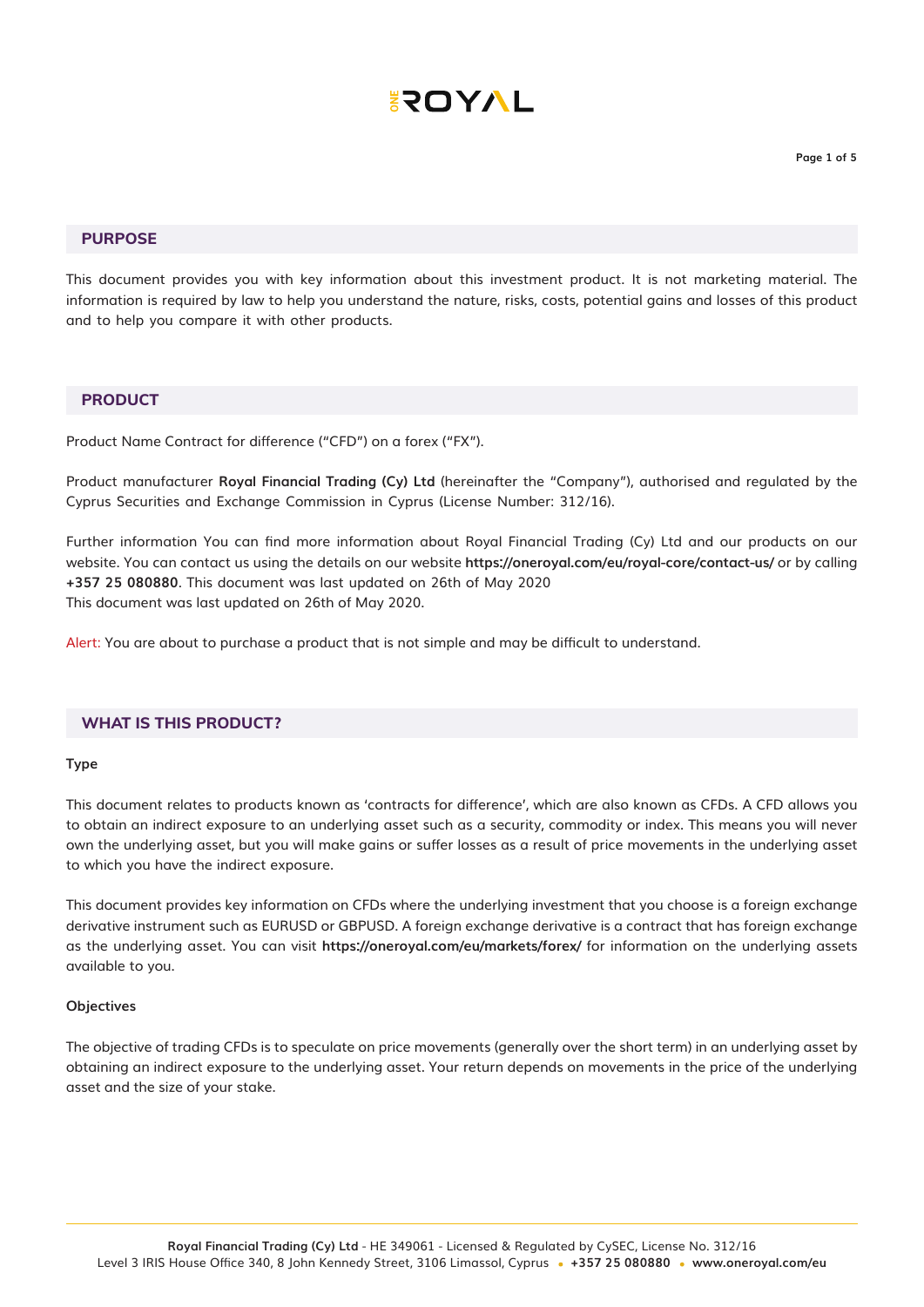## PURPOSE

This document provides you with key information about this investment product. It is not marketing material. The information is required by law to help you understand the nature, risks, costs, potential gains and losses of this product and to help you compare it with other products.

## PRODUCT

Product Name Contract for difference ("CFD") on a forex ("FX").

Product manufacturer **Royal Financial Trading (Cy) Ltd** (hereinafter the "Company"), authorised and regulated by the Cyprus Securities and Exchange Commission in Cyprus (License Number: 312/16).

Further information You can find more information about Royal Financial Trading (Cy) Ltd and our products on our website. You can contact us using the details on our website **https://oneroyal.com/eu/royal-core/contact-us/** or by calling **+357 25 080880**. This document was last updated on 26th of May 2020
This document was last updated on 26th of May 2020.

Alert: You are about to purchase a product that is not simple and may be difficult to understand.

## WHAT IS THIS PRODUCT?

**Type**

This document relates to products known as 'contracts for difference', which are also known as CFDs. A CFD allows you to obtain an indirect exposure to an underlying asset such as a security, commodity or index. This means you will never own the underlying asset, but you will make gains or suffer losses as a result of price movements in the underlying asset to which you have the indirect exposure.

This document provides key information on CFDs where the underlying investment that you choose is a foreign exchange derivative instrument such as EURUSD or GBPUSD. A foreign exchange derivative is a contract that has foreign exchange as the underlying asset. You can visit **https://oneroyal.com/eu/markets/forex/** for information on the underlying assets available to you.

**Objectives**

The objective of trading CFDs is to speculate on price movements (generally over the short term) in an underlying asset by obtaining an indirect exposure to the underlying asset. Your return depends on movements in the price of the underlying asset and the size of your stake.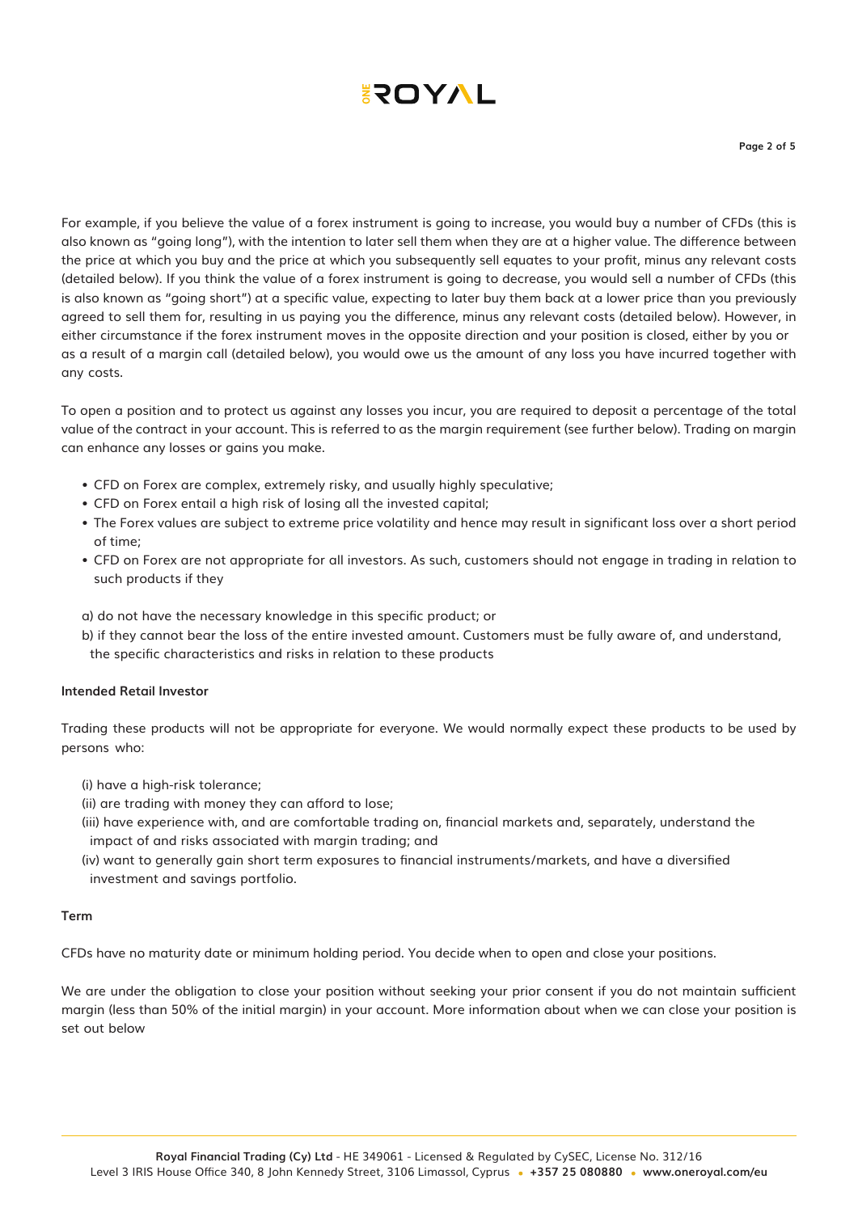For example, if you believe the value of a forex instrument is going to increase, you would buy a number of CFDs (this is also known as "going long"), with the intention to later sell them when they are at a higher value. The difference between the price at which you buy and the price at which you subsequently sell equates to your profit, minus any relevant costs (detailed below). If you think the value of a forex instrument is going to decrease, you would sell a number of CFDs (this is also known as "going short") at a specific value, expecting to later buy them back at a lower price than you previously agreed to sell them for, resulting in us paying you the difference, minus any relevant costs (detailed below). However, in either circumstance if the forex instrument moves in the opposite direction and your position is closed, either by you or as a result of a margin call (detailed below), you would owe us the amount of any loss you have incurred together with any costs.

To open a position and to protect us against any losses you incur, you are required to deposit a percentage of the total value of the contract in your account. This is referred to as the margin requirement (see further below). Trading on margin can enhance any losses or gains you make.

- CFD on Forex are complex, extremely risky, and usually highly speculative;
- CFD on Forex entail a high risk of losing all the invested capital;
- The Forex values are subject to extreme price volatility and hence may result in significant loss over a short period of time;
- CFD on Forex are not appropriate for all investors. As such, customers should not engage in trading in relation to such products if they

a) do not have the necessary knowledge in this specific product; or
b) if they cannot bear the loss of the entire invested amount. Customers must be fully aware of, and understand, the specific characteristics and risks in relation to these products

**Intended Retail Investor**

Trading these products will not be appropriate for everyone. We would normally expect these products to be used by persons who:

(i) have a high-risk tolerance;
(ii) are trading with money they can afford to lose;
(iii) have experience with, and are comfortable trading on, financial markets and, separately, understand the impact of and risks associated with margin trading; and
(iv) want to generally gain short term exposures to financial instruments/markets, and have a diversified investment and savings portfolio.

**Term**

CFDs have no maturity date or minimum holding period. You decide when to open and close your positions.

We are under the obligation to close your position without seeking your prior consent if you do not maintain sufficient margin (less than 50% of the initial margin) in your account. More information about when we can close your position is set out below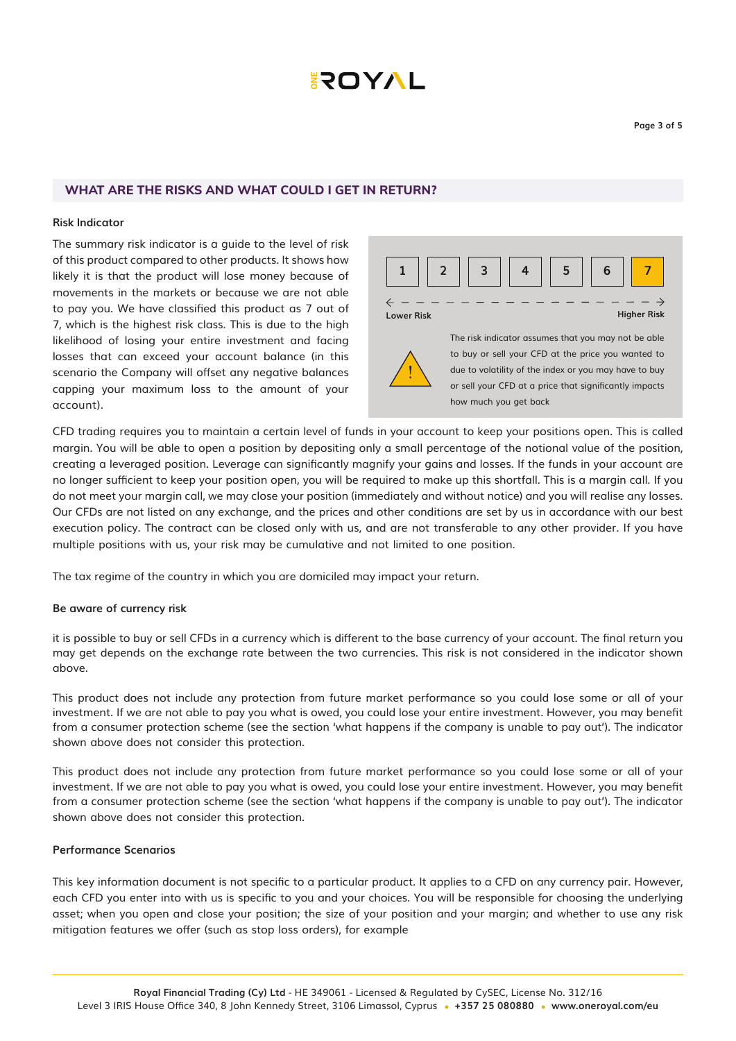## WHAT ARE THE RISKS AND WHAT COULD I GET IN RETURN?

### Risk Indicator

The summary risk indicator is a guide to the level of risk of this product compared to other products. It shows how likely it is that the product will lose money because of movements in the markets or because we are not able to pay you. We have classified this product as 7 out of 7, which is the highest risk class. This is due to the high likelihood of losing your entire investment and facing losses that can exceed your account balance (in this scenario the Company will offset any negative balances capping your maximum loss to the amount of your account).

| 1 | 2 | 3 | 4 | 5 | 6 | **7** |
|---|---|---|---|---|---|---|

Lower Risk ← → Higher Risk

The risk indicator assumes that you may not be able to buy or sell your CFD at the price you wanted to due to volatility of the index or you may have to buy or sell your CFD at a price that significantly impacts how much you get back

CFD trading requires you to maintain a certain level of funds in your account to keep your positions open. This is called margin. You will be able to open a position by depositing only a small percentage of the notional value of the position, creating a leveraged position. Leverage can significantly magnify your gains and losses. If the funds in your account are no longer sufficient to keep your position open, you will be required to make up this shortfall. This is a margin call. If you do not meet your margin call, we may close your position (immediately and without notice) and you will realise any losses. Our CFDs are not listed on any exchange, and the prices and other conditions are set by us in accordance with our best execution policy. The contract can be closed only with us, and are not transferable to any other provider. If you have multiple positions with us, your risk may be cumulative and not limited to one position.

The tax regime of the country in which you are domiciled may impact your return.

### Be aware of currency risk

it is possible to buy or sell CFDs in a currency which is different to the base currency of your account. The final return you may get depends on the exchange rate between the two currencies. This risk is not considered in the indicator shown above.

This product does not include any protection from future market performance so you could lose some or all of your investment. If we are not able to pay you what is owed, you could lose your entire investment. However, you may benefit from a consumer protection scheme (see the section 'what happens if the company is unable to pay out'). The indicator shown above does not consider this protection.

This product does not include any protection from future market performance so you could lose some or all of your investment. If we are not able to pay you what is owed, you could lose your entire investment. However, you may benefit from a consumer protection scheme (see the section 'what happens if the company is unable to pay out'). The indicator shown above does not consider this protection.

### Performance Scenarios

This key information document is not specific to a particular product. It applies to a CFD on any currency pair. However, each CFD you enter into with us is specific to you and your choices. You will be responsible for choosing the underlying asset; when you open and close your position; the size of your position and your margin; and whether to use any risk mitigation features we offer (such as stop loss orders), for example

**Royal Financial Trading (Cy) Ltd** - HE 349061 - Licensed & Regulated by CySEC, License No. 312/16
Level 3 IRIS House Office 340, 8 John Kennedy Street, 3106 Limassol, Cyprus • **+357 25 080880** • **www.oneroyal.com/eu**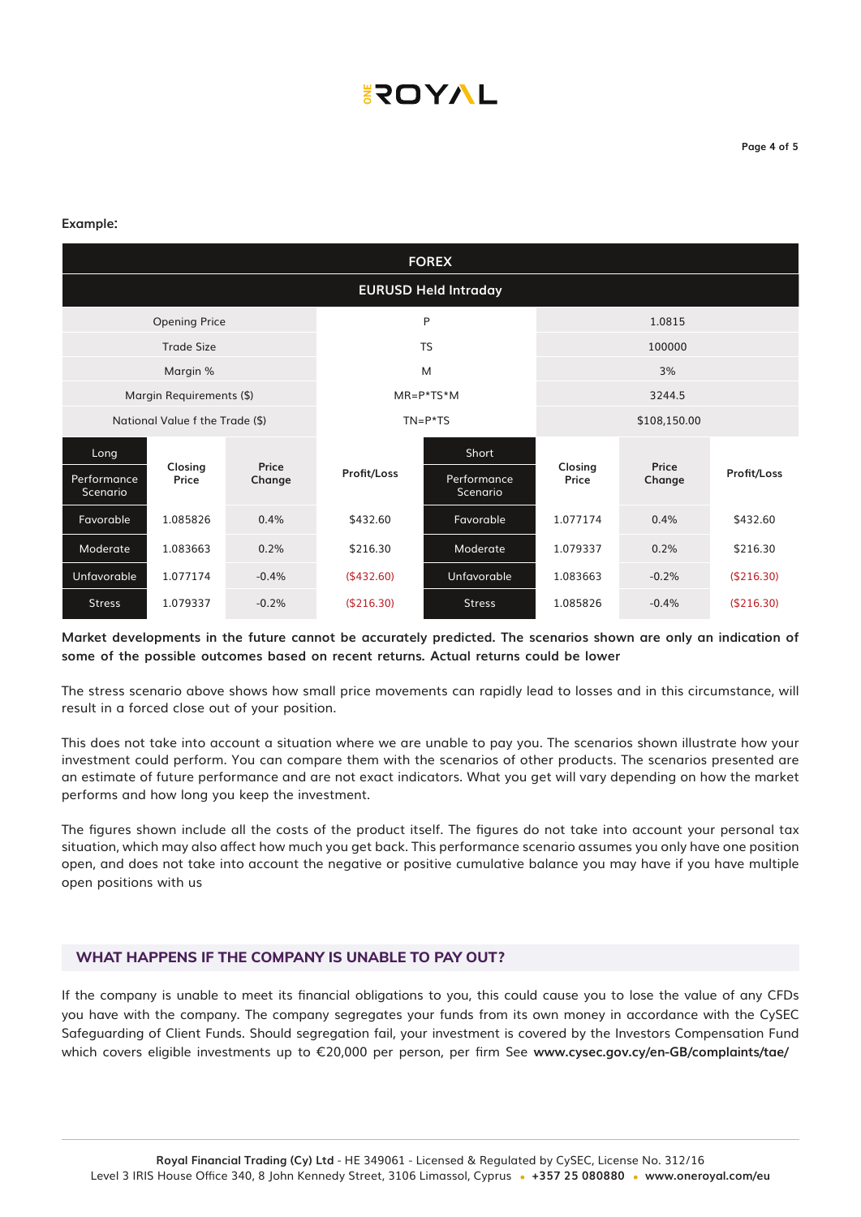**Example:**

| FOREX | | |
|---|---|---|
| **EURUSD Held Intraday** | | |
| Opening Price | P | 1.0815 |
| Trade Size | TS | 100000 |
| Margin % | M | 3% |
| Margin Requirements ($) | MR=P*TS*M | 3244.5 |
| National Value f the Trade ($) | TN=P*TS | $108,150.00 |

| Long<br>Performance Scenario | Closing Price | Price Change | Profit/Loss | Short<br>Performance Scenario | Closing Price | Price Change | Profit/Loss |
|---|---|---|---|---|---|---|---|
| Favorable | 1.085826 | 0.4% | $432.60 | Favorable | 1.077174 | 0.4% | $432.60 |
| Moderate | 1.083663 | 0.2% | $216.30 | Moderate | 1.079337 | 0.2% | $216.30 |
| Unfavorable | 1.077174 | -0.4% | ($432.60) | Unfavorable | 1.083663 | -0.2% | ($216.30) |
| Stress | 1.079337 | -0.2% | ($216.30) | Stress | 1.085826 | -0.4% | ($216.30) |

**Market developments in the future cannot be accurately predicted. The scenarios shown are only an indication of some of the possible outcomes based on recent returns. Actual returns could be lower**

The stress scenario above shows how small price movements can rapidly lead to losses and in this circumstance, will result in a forced close out of your position.

This does not take into account a situation where we are unable to pay you. The scenarios shown illustrate how your investment could perform. You can compare them with the scenarios of other products. The scenarios presented are an estimate of future performance and are not exact indicators. What you get will vary depending on how the market performs and how long you keep the investment.

The figures shown include all the costs of the product itself. The figures do not take into account your personal tax situation, which may also affect how much you get back. This performance scenario assumes you only have one position open, and does not take into account the negative or positive cumulative balance you may have if you have multiple open positions with us

## WHAT HAPPENS IF THE COMPANY IS UNABLE TO PAY OUT?

If the company is unable to meet its financial obligations to you, this could cause you to lose the value of any CFDs you have with the company. The company segregates your funds from its own money in accordance with the CySEC Safeguarding of Client Funds. Should segregation fail, your investment is covered by the Investors Compensation Fund which covers eligible investments up to €20,000 per person, per firm See **www.cysec.gov.cy/en-GB/complaints/tae/**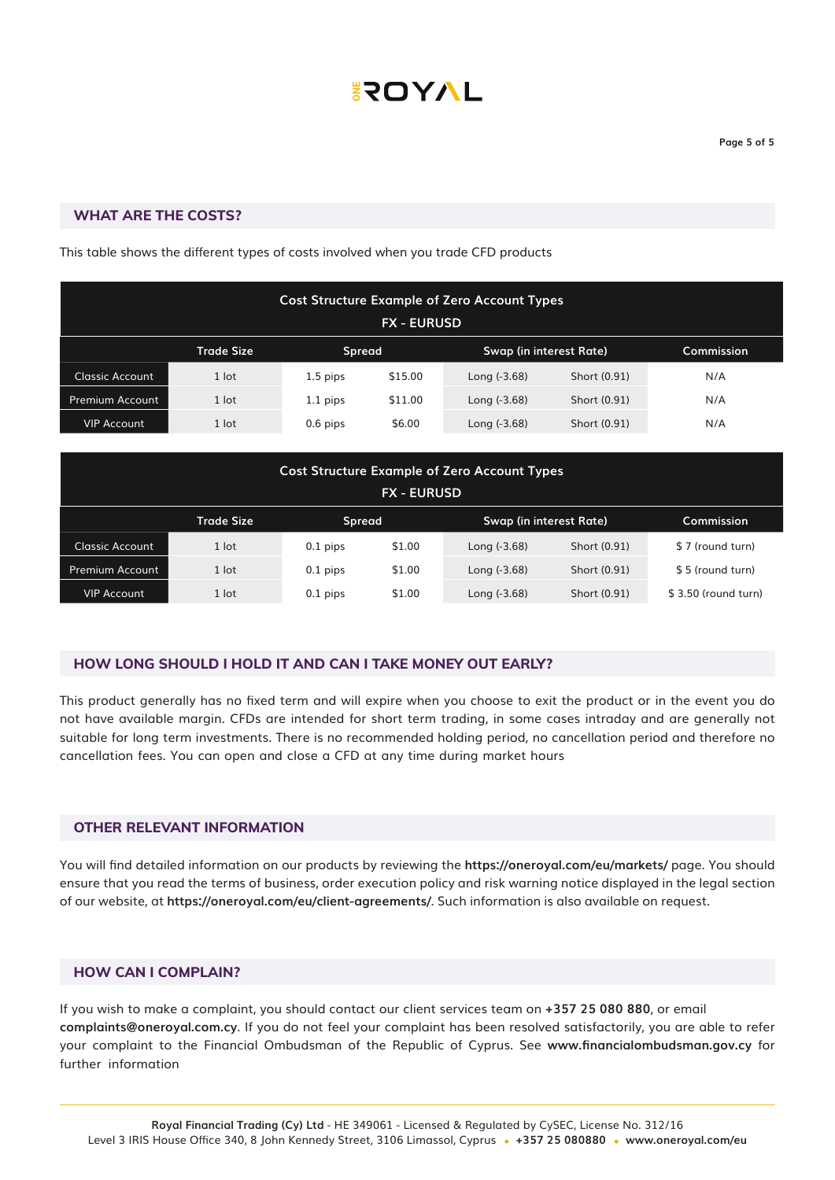## WHAT ARE THE COSTS?

This table shows the different types of costs involved when you trade CFD products

| Cost Structure Example of Zero Account Types FX - EURUSD | | | | | | |
|---|---|---|---|---|---|---|
| | Trade Size | Spread | | Swap (in interest Rate) | | Commission |
| Classic Account | 1 lot | 1.5 pips | $15.00 | Long (-3.68) | Short (0.91) | N/A |
| Premium Account | 1 lot | 1.1 pips | $11.00 | Long (-3.68) | Short (0.91) | N/A |
| VIP Account | 1 lot | 0.6 pips | $6.00 | Long (-3.68) | Short (0.91) | N/A |

| Cost Structure Example of Zero Account Types FX - EURUSD | | | | | | |
|---|---|---|---|---|---|---|
| | Trade Size | Spread | | Swap (in interest Rate) | | Commission |
| Classic Account | 1 lot | 0.1 pips | $1.00 | Long (-3.68) | Short (0.91) | $ 7 (round turn) |
| Premium Account | 1 lot | 0.1 pips | $1.00 | Long (-3.68) | Short (0.91) | $ 5 (round turn) |
| VIP Account | 1 lot | 0.1 pips | $1.00 | Long (-3.68) | Short (0.91) | $ 3.50 (round turn) |

## HOW LONG SHOULD I HOLD IT AND CAN I TAKE MONEY OUT EARLY?

This product generally has no fixed term and will expire when you choose to exit the product or in the event you do not have available margin. CFDs are intended for short term trading, in some cases intraday and are generally not suitable for long term investments. There is no recommended holding period, no cancellation period and therefore no cancellation fees. You can open and close a CFD at any time during market hours

## OTHER RELEVANT INFORMATION

You will find detailed information on our products by reviewing the **https://oneroyal.com/eu/markets/** page. You should ensure that you read the terms of business, order execution policy and risk warning notice displayed in the legal section of our website, at **https://oneroyal.com/eu/client-agreements/**. Such information is also available on request.

## HOW CAN I COMPLAIN?

If you wish to make a complaint, you should contact our client services team on **+357 25 080 880**, or email **complaints@oneroyal.com.cy**. If you do not feel your complaint has been resolved satisfactorily, you are able to refer your complaint to the Financial Ombudsman of the Republic of Cyprus. See **www.financialombudsman.gov.cy** for further information

**Royal Financial Trading (Cy) Ltd** - HE 349061 - Licensed & Regulated by CySEC, License No. 312/16
Level 3 IRIS House Office 340, 8 John Kennedy Street, 3106 Limassol, Cyprus • **+357 25 080880** • **www.oneroyal.com/eu**